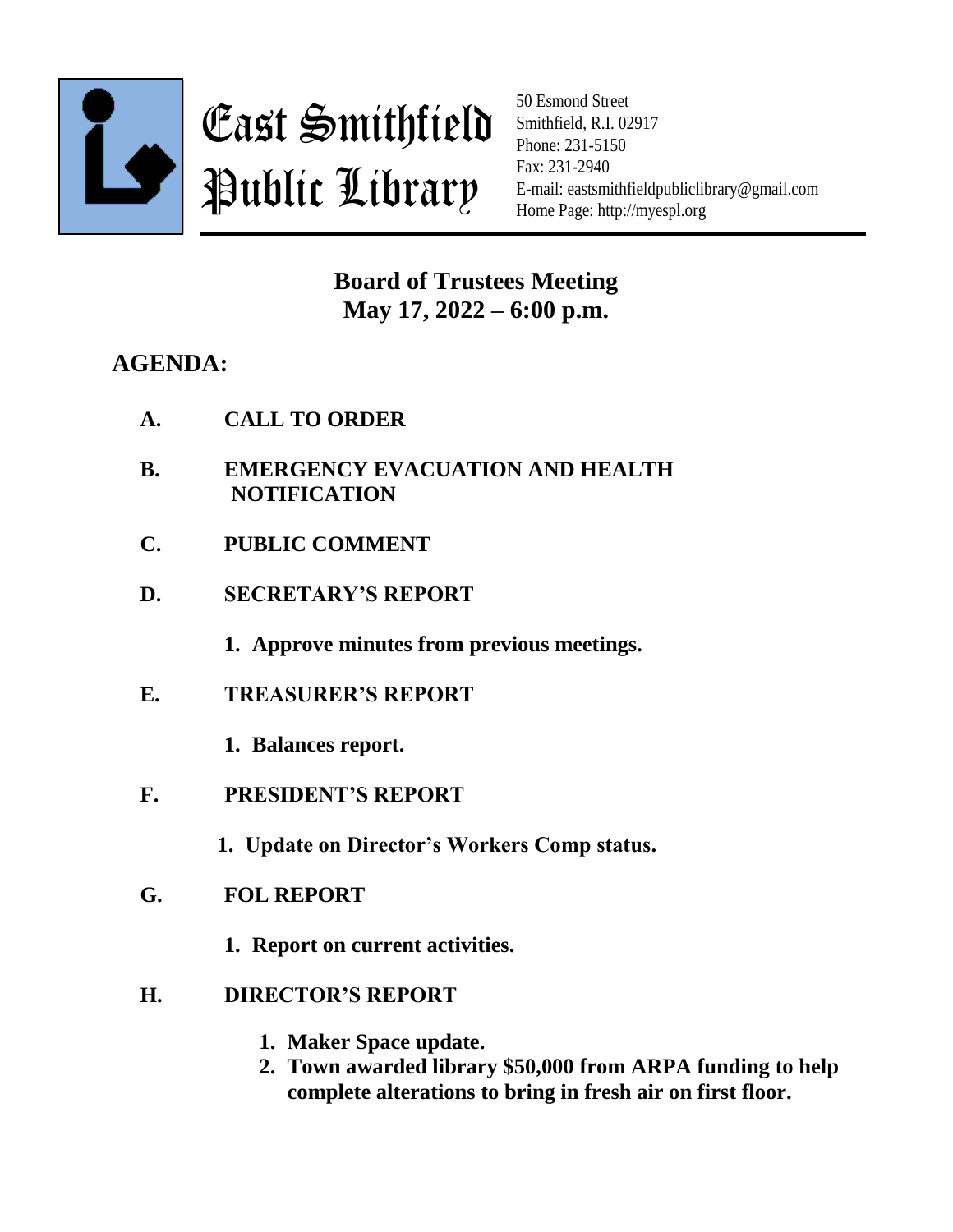# East Smithfield Public Library

50 Esmond Street
Smithfield, R.I. 02917
Phone: 231-5150
Fax: 231-2940
E-mail: eastsmithfieldpubliclibrary@gmail.com
Home Page: http://myespl.org

## Board of Trustees Meeting
## May 17, 2022 – 6:00 p.m.

## AGENDA:

**A. CALL TO ORDER**

**B. EMERGENCY EVACUATION AND HEALTH NOTIFICATION**

**C. PUBLIC COMMENT**

**D. SECRETARY'S REPORT**

1. **Approve minutes from previous meetings.**

**E. TREASURER'S REPORT**

1. **Balances report.**

**F. PRESIDENT'S REPORT**

1. **Update on Director's Workers Comp status.**

**G. FOL REPORT**

1. **Report on current activities.**

**H. DIRECTOR'S REPORT**

1. **Maker Space update.**
2. **Town awarded library $50,000 from ARPA funding to help complete alterations to bring in fresh air on first floor.**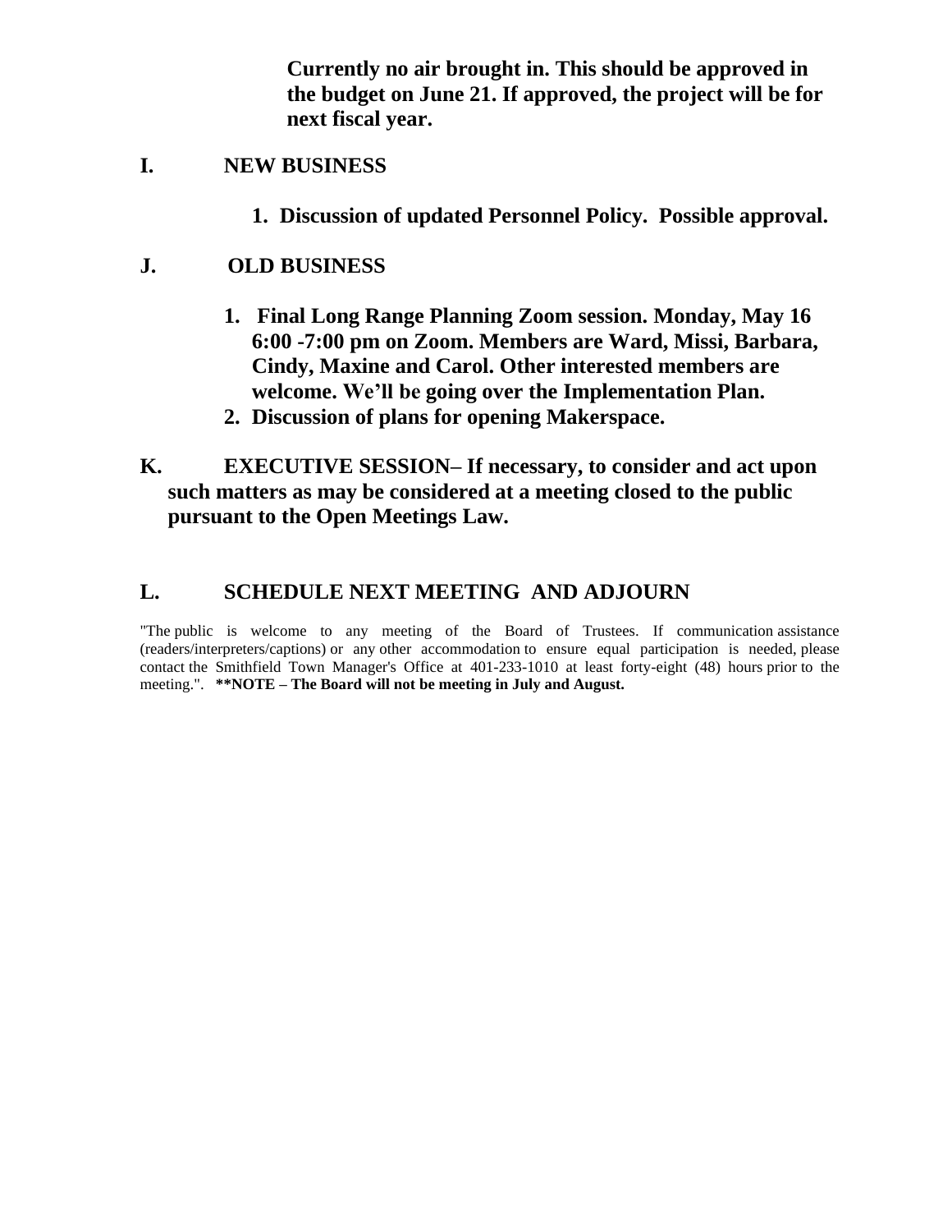**Currently no air brought in. This should be approved in the budget on June 21. If approved, the project will be for next fiscal year.**

## I. NEW BUSINESS

1. **Discussion of updated Personnel Policy. Possible approval.**

## J. OLD BUSINESS

1. **Final Long Range Planning Zoom session. Monday, May 16 6:00 -7:00 pm on Zoom. Members are Ward, Missi, Barbara, Cindy, Maxine and Carol. Other interested members are welcome. We'll be going over the Implementation Plan.**
2. **Discussion of plans for opening Makerspace.**

## K. EXECUTIVE SESSION– If necessary, to consider and act upon such matters as may be considered at a meeting closed to the public pursuant to the Open Meetings Law.

## L. SCHEDULE NEXT MEETING AND ADJOURN

"The public is welcome to any meeting of the Board of Trustees. If communication assistance (readers/interpreters/captions) or any other accommodation to ensure equal participation is needed, please contact the Smithfield Town Manager's Office at 401-233-1010 at least forty-eight (48) hours prior to the meeting.". **\*\*NOTE – The Board will not be meeting in July and August.**